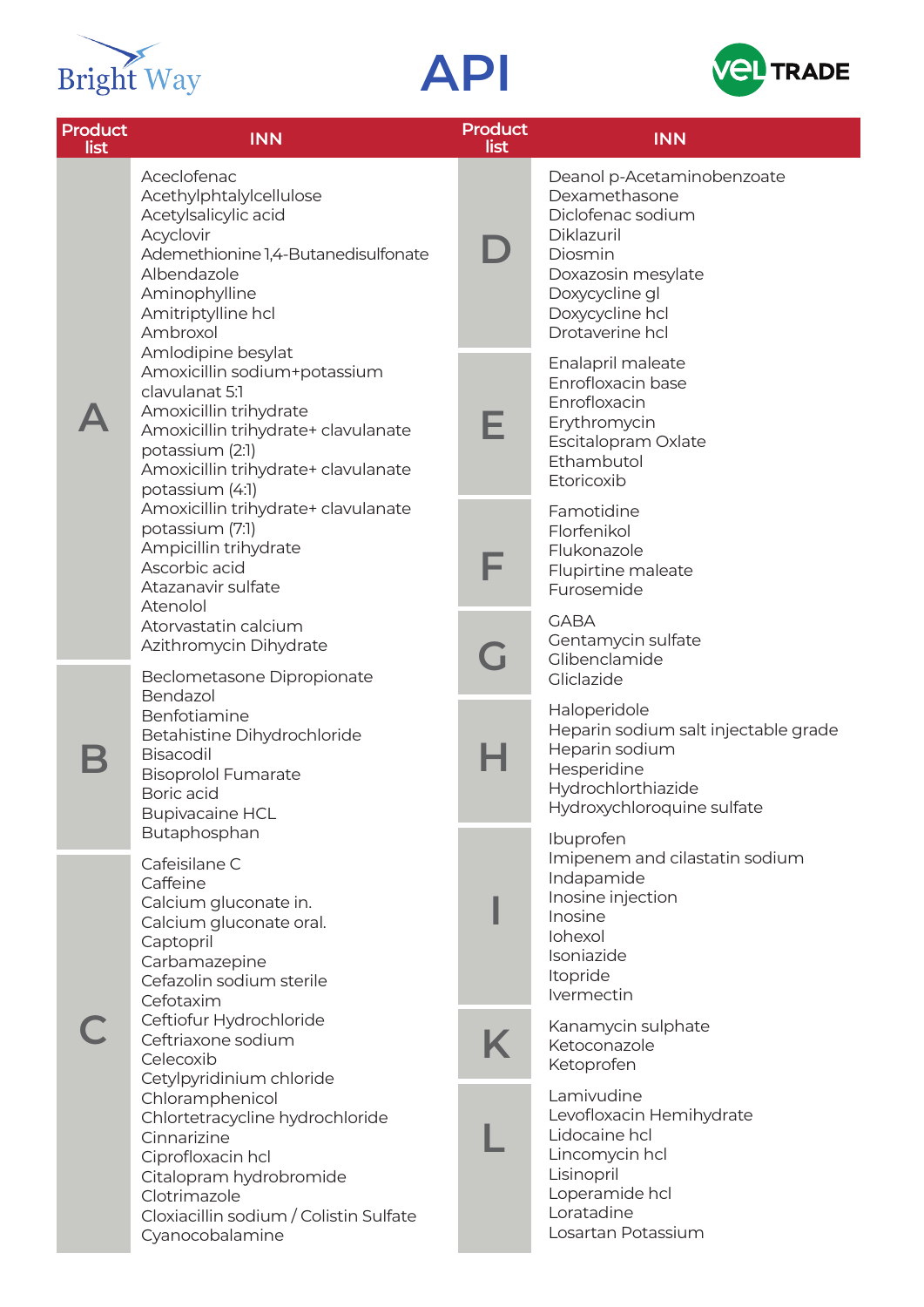Bright Way

# API

VEL TRADE

| Product list | INN |
|---|---|
| A | Aceclofenac<br>Acethylphtalylcellulose<br>Acetylsalicylic acid<br>Acyclovir<br>Ademethionine 1,4-Butanedisulfonate<br>Albendazole<br>Aminophylline<br>Amitriptylline hcl<br>Ambroxol<br>Amlodipine besylat<br>Amoxicillin sodium+potassium clavulanat 5:1<br>Amoxicillin trihydrate<br>Amoxicillin trihydrate+ clavulanate potassium (2:1)<br>Amoxicillin trihydrate+ clavulanate potassium (4:1)<br>Amoxicillin trihydrate+ clavulanate potassium (7:1)<br>Ampicillin trihydrate<br>Ascorbic acid<br>Atazanavir sulfate<br>Atenolol<br>Atorvastatin calcium<br>Azithromycin Dihydrate |
| B | Beclometasone Dipropionate<br>Bendazol<br>Benfotiamine<br>Betahistine Dihydrochloride<br>Bisacodil<br>Bisoprolol Fumarate<br>Boric acid<br>Bupivacaine HCL<br>Butaphosphan |
| C | Cafeisilane C<br>Caffeine<br>Calcium gluconate in.<br>Calcium gluconate oral.<br>Captopril<br>Carbamazepine<br>Cefazolin sodium sterile<br>Cefotaxim<br>Ceftiofur Hydrochloride<br>Ceftriaxone sodium<br>Celecoxib<br>Cetylpyridinium chloride<br>Chloramphenicol<br>Chlortetracycline hydrochloride<br>Cinnarizine<br>Ciprofloxacin hcl<br>Citalopram hydrobromide<br>Clotrimazole<br>Cloxiacillin sodium / Colistin Sulfate<br>Cyanocobalamine |
| D | Deanol p-Acetaminobenzoate<br>Dexamethasone<br>Diclofenac sodium<br>Diklazuril<br>Diosmin<br>Doxazosin mesylate<br>Doxycycline gl<br>Doxycycline hcl<br>Drotaverine hcl |
| E | Enalapril maleate<br>Enrofloxacin base<br>Enrofloxacin<br>Erythromycin<br>Escitalopram Oxlate<br>Ethambutol<br>Etoricoxib |
| F | Famotidine<br>Florfenikol<br>Flukonazole<br>Flupirtine maleate<br>Furosemide |
| G | GABA<br>Gentamycin sulfate<br>Glibenclamide<br>Gliclazide |
| H | Haloperidole<br>Heparin sodium salt injectable grade<br>Heparin sodium<br>Hesperidine<br>Hydrochlorthiazide<br>Hydroxychloroquine sulfate |
| I | Ibuprofen<br>Imipenem and cilastatin sodium<br>Indapamide<br>Inosine injection<br>Inosine<br>Iohexol<br>Isoniazide<br>Itopride<br>Ivermectin |
| K | Kanamycin sulphate<br>Ketoconazole<br>Ketoprofen |
| L | Lamivudine<br>Levofloxacin Hemihydrate<br>Lidocaine hcl<br>Lincomycin hcl<br>Lisinopril<br>Loperamide hcl<br>Loratadine<br>Losartan Potassium |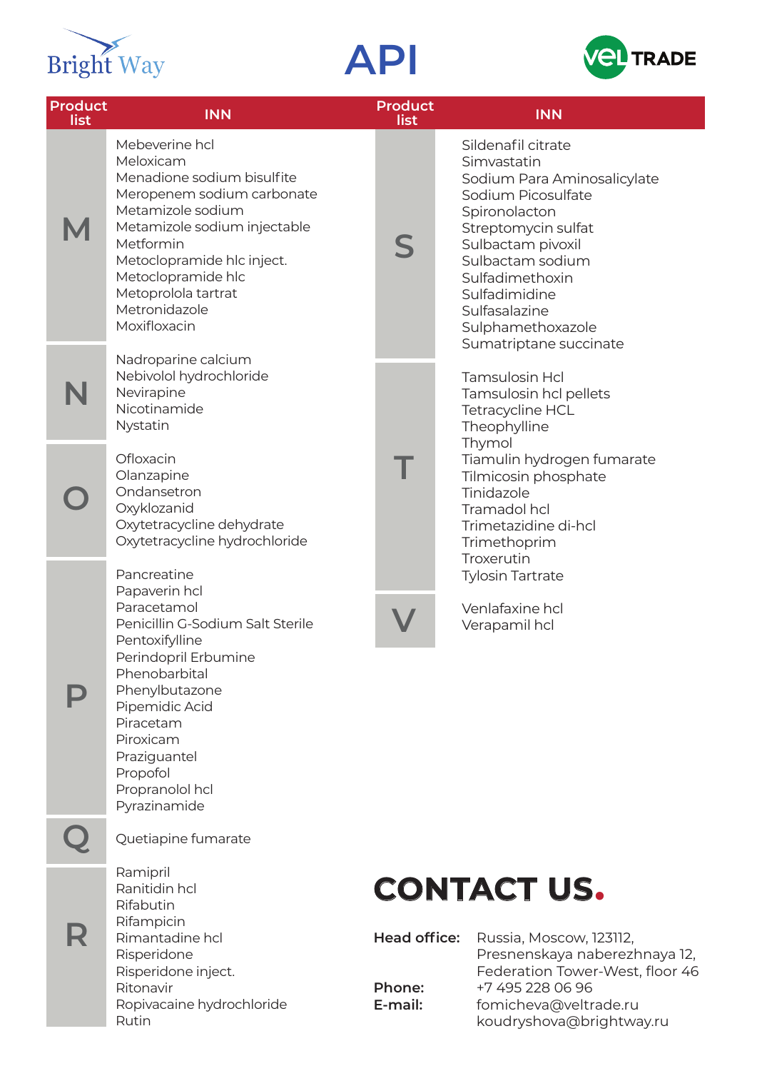Bright Way

# API

VEL TRADE

| Product list | INN |
| --- | --- |
| M | Mebeverine hcl<br>Meloxicam<br>Menadione sodium bisulfite<br>Meropenem sodium carbonate<br>Metamizole sodium<br>Metamizole sodium injectable<br>Metformin<br>Metoclopramide hlc inject.<br>Metoclopramide hlc<br>Metoprolola tartrat<br>Metronidazole<br>Moxifloxacin |
| N | Nadroparine calcium<br>Nebivolol hydrochloride<br>Nevirapine<br>Nicotinamide<br>Nystatin |
| O | Ofloxacin<br>Olanzapine<br>Ondansetron<br>Oxyklozanid<br>Oxytetracycline dehydrate<br>Oxytetracycline hydrochloride |
| P | Pancreatine<br>Papaverin hcl<br>Paracetamol<br>Penicillin G-Sodium Salt Sterile<br>Pentoxifylline<br>Perindopril Erbumine<br>Phenobarbital<br>Phenylbutazone<br>Pipemidic Acid<br>Piracetam<br>Piroxicam<br>Praziguantel<br>Propofol<br>Propranolol hcl<br>Pyrazinamide |
| Q | Quetiapine fumarate |
| R | Ramipril<br>Ranitidin hcl<br>Rifabutin<br>Rifampicin<br>Rimantadine hcl<br>Risperidone<br>Risperidone inject.<br>Ritonavir<br>Ropivacaine hydrochloride<br>Rutin |
| S | Sildenafil citrate<br>Simvastatin<br>Sodium Para Aminosalicylate<br>Sodium Picosulfate<br>Spironolacton<br>Streptomycin sulfat<br>Sulbactam pivoxil<br>Sulbactam sodium<br>Sulfadimethoxin<br>Sulfadimidine<br>Sulfasalazine<br>Sulphamethoxazole<br>Sumatriptane succinate |
| T | Tamsulosin Hcl<br>Tamsulosin hcl pellets<br>Tetracycline HCL<br>Theophylline<br>Thymol<br>Tiamulin hydrogen fumarate<br>Tilmicosin phosphate<br>Tinidazole<br>Tramadol hcl<br>Trimetazidine di-hcl<br>Trimethoprim<br>Troxerutin<br>Tylosin Tartrate |
| V | Venlafaxine hcl<br>Verapamil hcl |

## CONTACT US.

**Head office:** Russia, Moscow, 123112, Presnenskaya naberezhnaya 12, Federation Tower-West, floor 46

**Phone:** +7 495 228 06 96

**E-mail:** fomicheva@veltrade.ru
koudryshova@brightway.ru